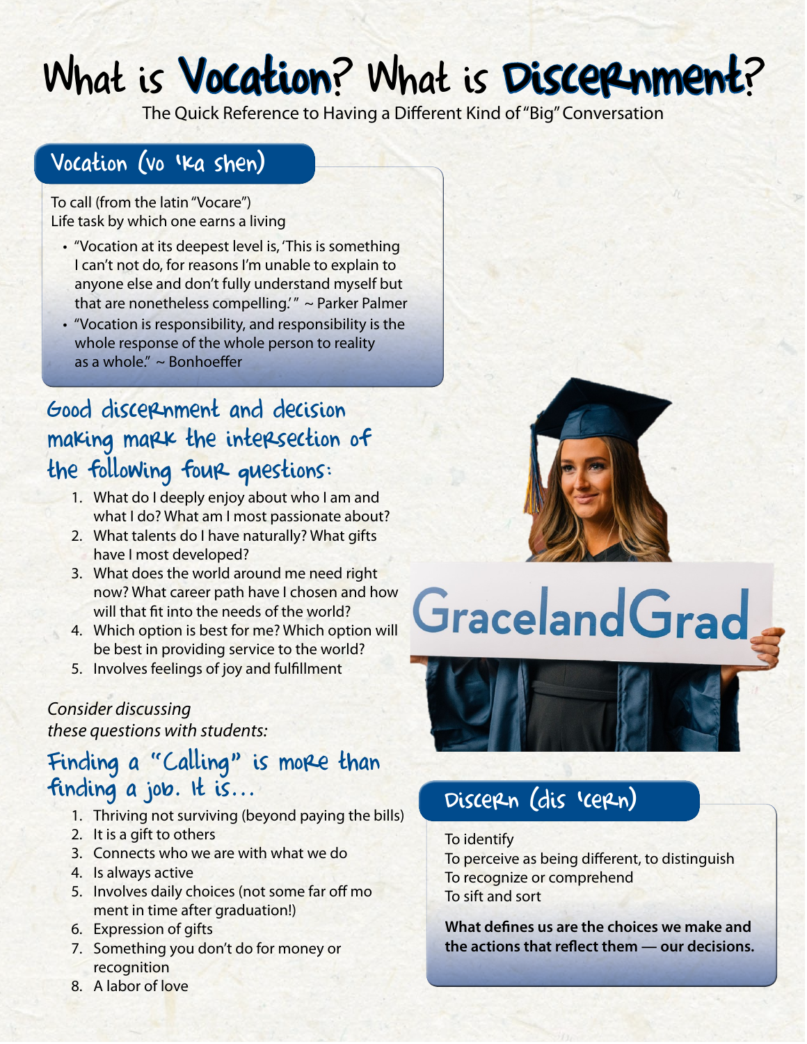# What is Vocation? What is Discernment?

The Quick Reference to Having a Different Kind of "Big" Conversation

## Vocation (vo 'ka shen)

To call (from the latin "Vocare")
Life task by which one earns a living

- "Vocation at its deepest level is, 'This is something I can't not do, for reasons I'm unable to explain to anyone else and don't fully understand myself but that are nonetheless compelling.'" ~ Parker Palmer
- "Vocation is responsibility, and responsibility is the whole response of the whole person to reality as a whole." ~ Bonhoeffer

## Good discernment and decision making mark the intersection of the following four questions:

1. What do I deeply enjoy about who I am and what I do? What am I most passionate about?
2. What talents do I have naturally? What gifts have I most developed?
3. What does the world around me need right now? What career path have I chosen and how will that fit into the needs of the world?
4. Which option is best for me? Which option will be best in providing service to the world?
5. Involves feelings of joy and fulfillment

*Consider discussing these questions with students:*

## Finding a "Calling" is more than finding a job. It is...

1. Thriving not surviving (beyond paying the bills)
2. It is a gift to others
3. Connects who we are with what we do
4. Is always active
5. Involves daily choices (not some far off mo ment in time after graduation!)
6. Expression of gifts
7. Something you don't do for money or recognition
8. A labor of love

GracelandGrad

## Discern (dis 'cern)

To identify
To perceive as being different, to distinguish
To recognize or comprehend
To sift and sort

**What defines us are the choices we make and the actions that reflect them — our decisions.**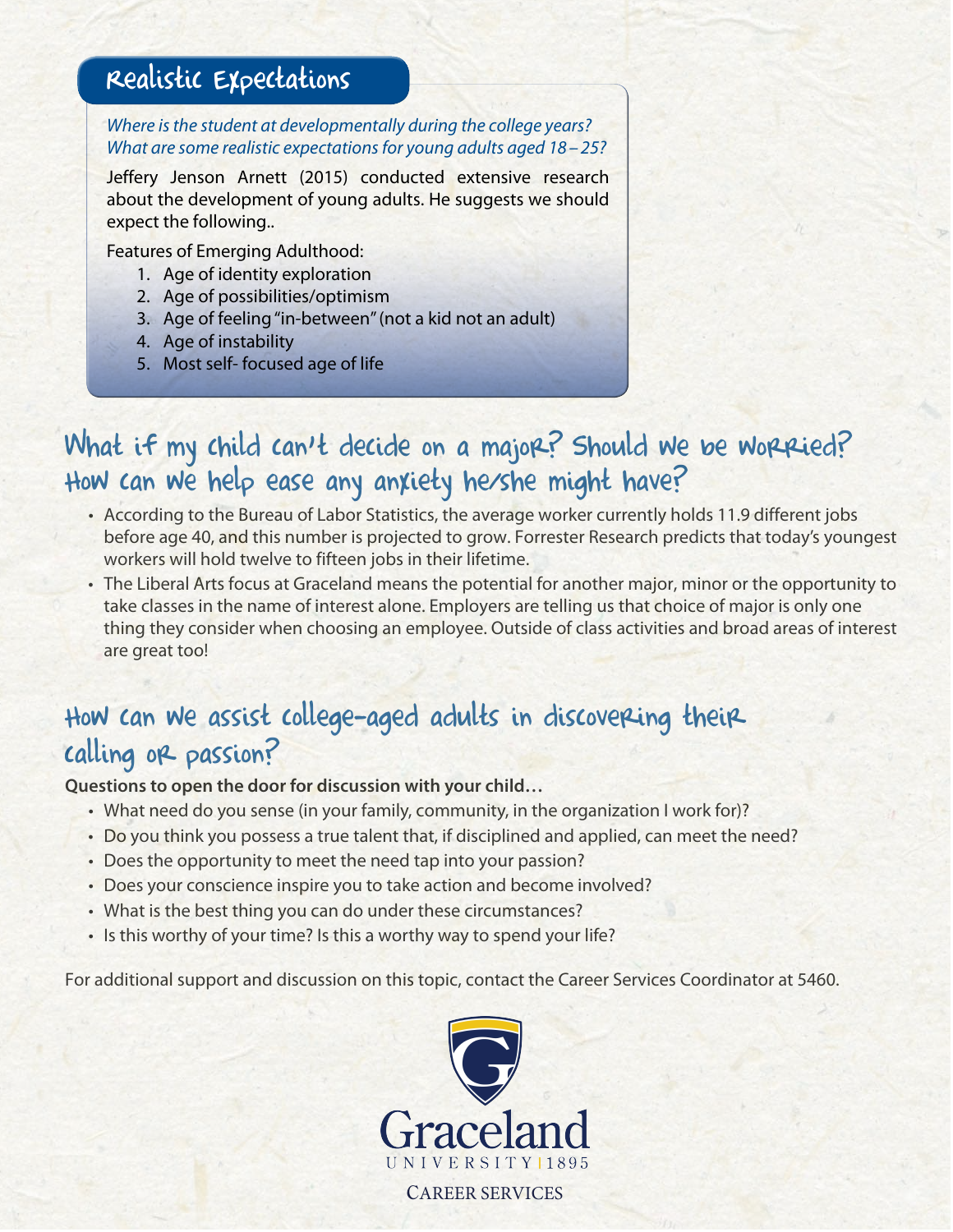## Realistic Expectations

*Where is the student at developmentally during the college years? What are some realistic expectations for young adults aged 18 – 25?*

Jeffery Jenson Arnett (2015) conducted extensive research about the development of young adults. He suggests we should expect the following..

Features of Emerging Adulthood:

1. Age of identity exploration
2. Age of possibilities/optimism
3. Age of feeling "in-between" (not a kid not an adult)
4. Age of instability
5. Most self- focused age of life

## What if my child can't decide on a major? Should we be worried? How can we help ease any anxiety he/she might have?

- According to the Bureau of Labor Statistics, the average worker currently holds 11.9 different jobs before age 40, and this number is projected to grow. Forrester Research predicts that today's youngest workers will hold twelve to fifteen jobs in their lifetime.
- The Liberal Arts focus at Graceland means the potential for another major, minor or the opportunity to take classes in the name of interest alone. Employers are telling us that choice of major is only one thing they consider when choosing an employee. Outside of class activities and broad areas of interest are great too!

## How can we assist college-aged adults in discovering their calling or passion?

**Questions to open the door for discussion with your child…**

- What need do you sense (in your family, community, in the organization I work for)?
- Do you think you possess a true talent that, if disciplined and applied, can meet the need?
- Does the opportunity to meet the need tap into your passion?
- Does your conscience inspire you to take action and become involved?
- What is the best thing you can do under these circumstances?
- Is this worthy of your time? Is this a worthy way to spend your life?

For additional support and discussion on this topic, contact the Career Services Coordinator at 5460.

Graceland
UNIVERSITY | 1895
CAREER SERVICES